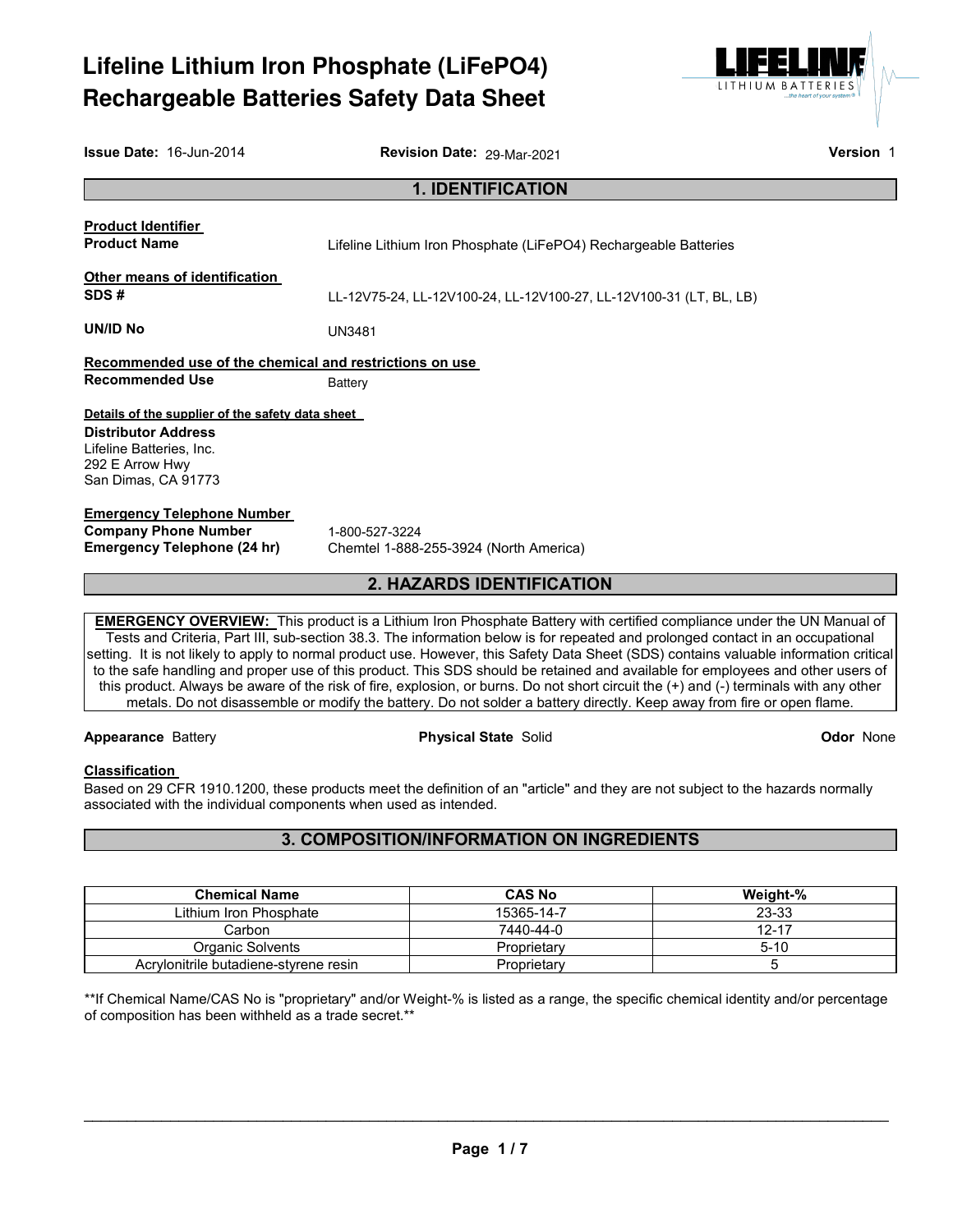# Lifeline Lithium Iron Phosphate (LiFePO4) Rechargeable Batteries Safety Data Sheet

**Issue Date:** 16-Jun-2014 **Revision Date:** 29-Mar-2021 **Version** 1

## 1. IDENTIFICATION

**Product Identifier**

**Product Name** Lifeline Lithium Iron Phosphate (LiFePO4) Rechargeable Batteries

**Other means of identification**

**SDS #** LL-12V75-24, LL-12V100-24, LL-12V100-27, LL-12V100-31 (LT, BL, LB)

**UN/ID No** UN3481

**Recommended use of the chemical and restrictions on use**

**Recommended Use** Battery

**Details of the supplier of the safety data sheet**

**Distributor Address**
Lifeline Batteries, Inc.
292 E Arrow Hwy
San Dimas, CA 91773

**Emergency Telephone Number**

**Company Phone Number** 1-800-527-3224

**Emergency Telephone (24 hr)** Chemtel 1-888-255-3924 (North America)

## 2. HAZARDS IDENTIFICATION

**EMERGENCY OVERVIEW:** This product is a Lithium Iron Phosphate Battery with certified compliance under the UN Manual of Tests and Criteria, Part III, sub-section 38.3. The information below is for repeated and prolonged contact in an occupational setting. It is not likely to apply to normal product use. However, this Safety Data Sheet (SDS) contains valuable information critical to the safe handling and proper use of this product. This SDS should be retained and available for employees and other users of this product. Always be aware of the risk of fire, explosion, or burns. Do not short circuit the (+) and (-) terminals with any other metals. Do not disassemble or modify the battery. Do not solder a battery directly. Keep away from fire or open flame.

**Appearance** Battery **Physical State** Solid **Odor** None

**Classification**

Based on 29 CFR 1910.1200, these products meet the definition of an "article" and they are not subject to the hazards normally associated with the individual components when used as intended.

## 3. COMPOSITION/INFORMATION ON INGREDIENTS

| Chemical Name | CAS No | Weight-% |
| --- | --- | --- |
| Lithium Iron Phosphate | 15365-14-7 | 23-33 |
| Carbon | 7440-44-0 | 12-17 |
| Organic Solvents | Proprietary | 5-10 |
| Acrylonitrile butadiene-styrene resin | Proprietary | 5 |

**If Chemical Name/CAS No is "proprietary" and/or Weight-% is listed as a range, the specific chemical identity and/or percentage of composition has been withheld as a trade secret.**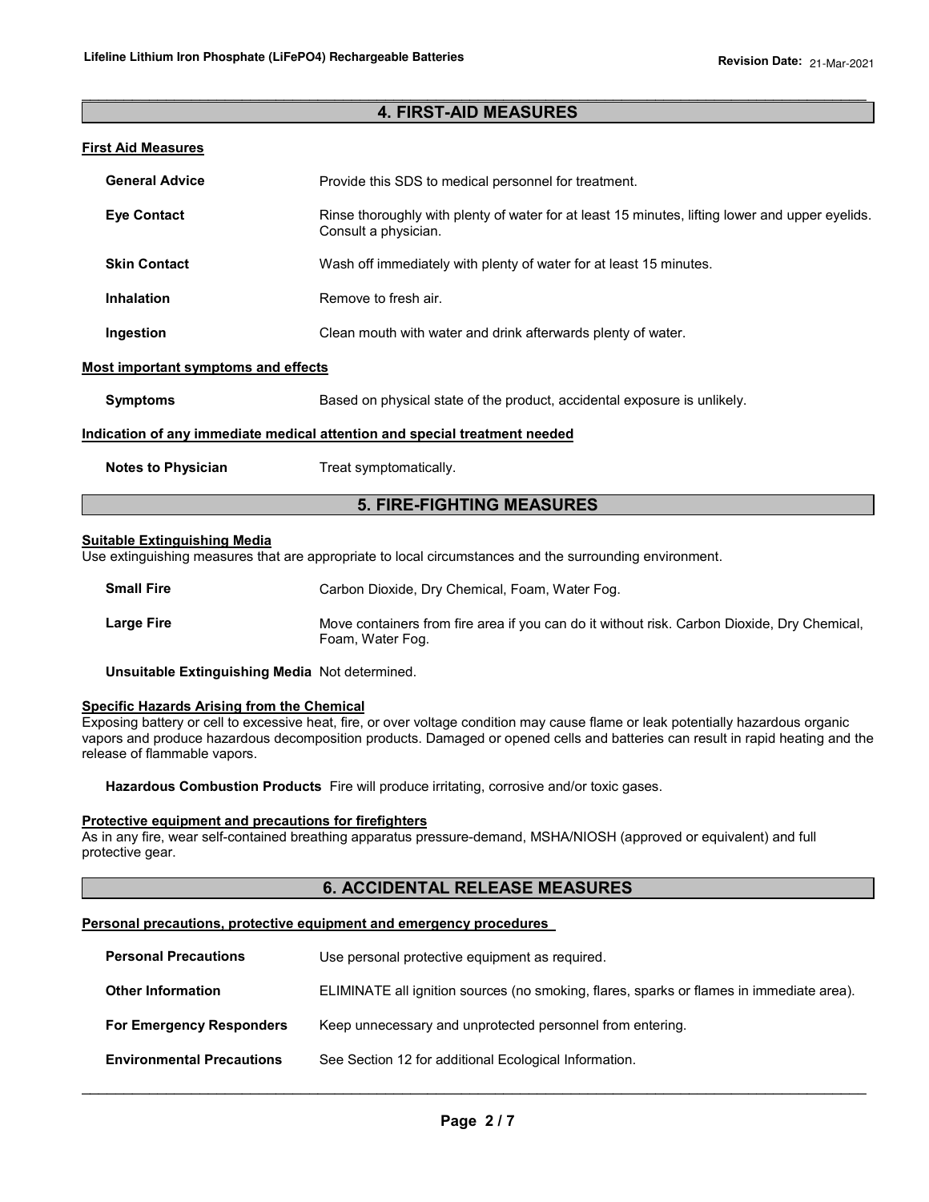## 4. FIRST-AID MEASURES

### First Aid Measures

**General Advice** Provide this SDS to medical personnel for treatment.

**Eye Contact** Rinse thoroughly with plenty of water for at least 15 minutes, lifting lower and upper eyelids. Consult a physician.

**Skin Contact** Wash off immediately with plenty of water for at least 15 minutes.

**Inhalation** Remove to fresh air.

**Ingestion** Clean mouth with water and drink afterwards plenty of water.

### Most important symptoms and effects

**Symptoms** Based on physical state of the product, accidental exposure is unlikely.

### Indication of any immediate medical attention and special treatment needed

**Notes to Physician** Treat symptomatically.

## 5. FIRE-FIGHTING MEASURES

### Suitable Extinguishing Media

Use extinguishing measures that are appropriate to local circumstances and the surrounding environment.

**Small Fire** Carbon Dioxide, Dry Chemical, Foam, Water Fog.

**Large Fire** Move containers from fire area if you can do it without risk. Carbon Dioxide, Dry Chemical, Foam, Water Fog.

**Unsuitable Extinguishing Media** Not determined.

### Specific Hazards Arising from the Chemical

Exposing battery or cell to excessive heat, fire, or over voltage condition may cause flame or leak potentially hazardous organic vapors and produce hazardous decomposition products. Damaged or opened cells and batteries can result in rapid heating and the release of flammable vapors.

**Hazardous Combustion Products** Fire will produce irritating, corrosive and/or toxic gases.

### Protective equipment and precautions for firefighters

As in any fire, wear self-contained breathing apparatus pressure-demand, MSHA/NIOSH (approved or equivalent) and full protective gear.

## 6. ACCIDENTAL RELEASE MEASURES

### Personal precautions, protective equipment and emergency procedures

**Personal Precautions** Use personal protective equipment as required.

**Other Information** ELIMINATE all ignition sources (no smoking, flares, sparks or flames in immediate area).

**For Emergency Responders** Keep unnecessary and unprotected personnel from entering.

**Environmental Precautions** See Section 12 for additional Ecological Information.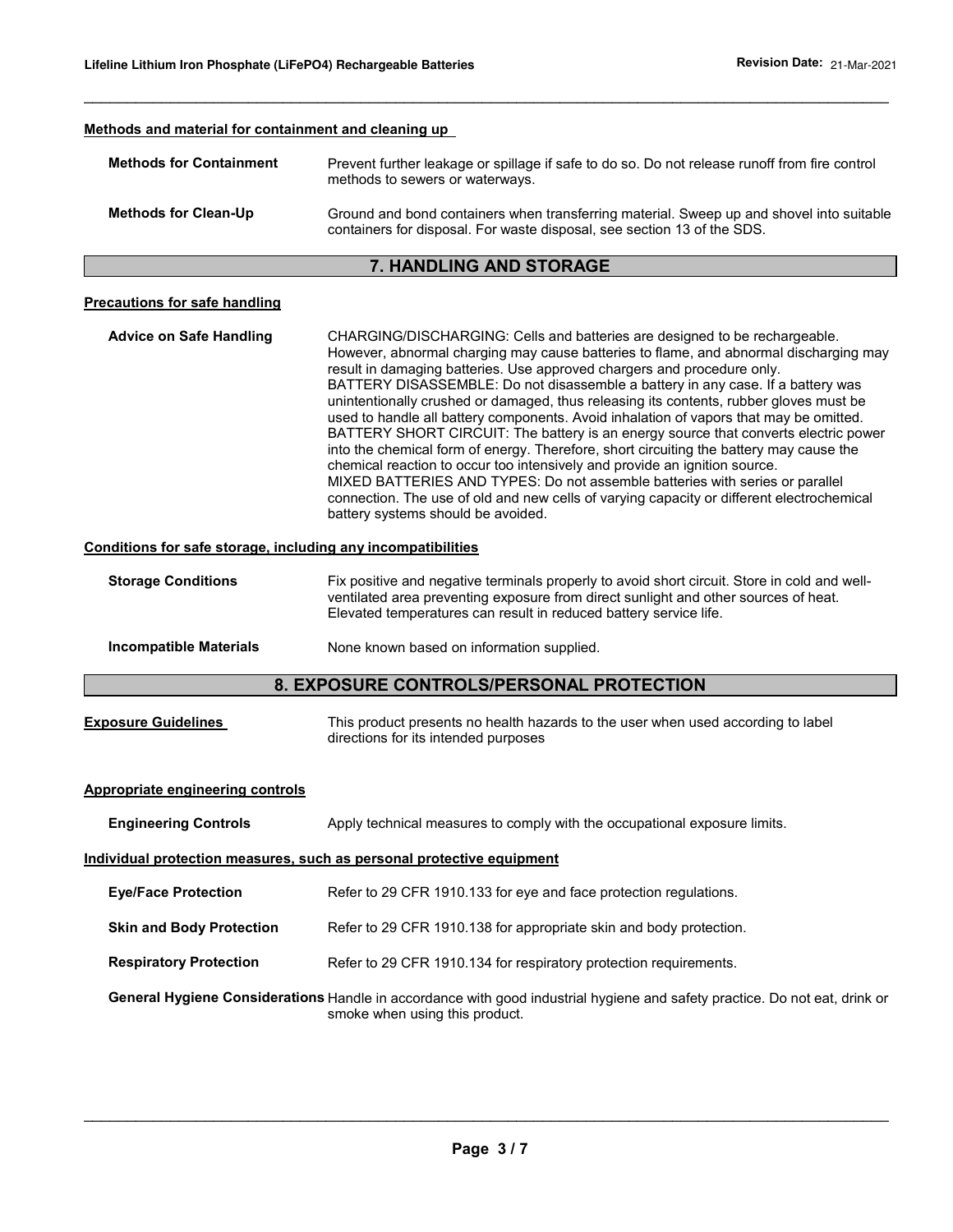**Methods and material for containment and cleaning up**

| | |
|---|---|
| **Methods for Containment** | Prevent further leakage or spillage if safe to do so. Do not release runoff from fire control methods to sewers or waterways. |
| **Methods for Clean-Up** | Ground and bond containers when transferring material. Sweep up and shovel into suitable containers for disposal. For waste disposal, see section 13 of the SDS. |

## 7. HANDLING AND STORAGE

**Precautions for safe handling**

**Advice on Safe Handling**

CHARGING/DISCHARGING: Cells and batteries are designed to be rechargeable. However, abnormal charging may cause batteries to flame, and abnormal discharging may result in damaging batteries. Use approved chargers and procedure only.
BATTERY DISASSEMBLE: Do not disassemble a battery in any case. If a battery was unintentionally crushed or damaged, thus releasing its contents, rubber gloves must be used to handle all battery components. Avoid inhalation of vapors that may be omitted.
BATTERY SHORT CIRCUIT: The battery is an energy source that converts electric power into the chemical form of energy. Therefore, short circuiting the battery may cause the chemical reaction to occur too intensively and provide an ignition source.
MIXED BATTERIES AND TYPES: Do not assemble batteries with series or parallel connection. The use of old and new cells of varying capacity or different electrochemical battery systems should be avoided.

**Conditions for safe storage, including any incompatibilities**

| | |
|---|---|
| **Storage Conditions** | Fix positive and negative terminals properly to avoid short circuit. Store in cold and well-ventilated area preventing exposure from direct sunlight and other sources of heat. Elevated temperatures can result in reduced battery service life. |
| **Incompatible Materials** | None known based on information supplied. |

## 8. EXPOSURE CONTROLS/PERSONAL PROTECTION

**Exposure Guidelines** This product presents no health hazards to the user when used according to label directions for its intended purposes

**Appropriate engineering controls**

| | |
|---|---|
| **Engineering Controls** | Apply technical measures to comply with the occupational exposure limits. |

**Individual protection measures, such as personal protective equipment**

| | |
|---|---|
| **Eye/Face Protection** | Refer to 29 CFR 1910.133 for eye and face protection regulations. |
| **Skin and Body Protection** | Refer to 29 CFR 1910.138 for appropriate skin and body protection. |
| **Respiratory Protection** | Refer to 29 CFR 1910.134 for respiratory protection requirements. |
| **General Hygiene Considerations** | Handle in accordance with good industrial hygiene and safety practice. Do not eat, drink or smoke when using this product. |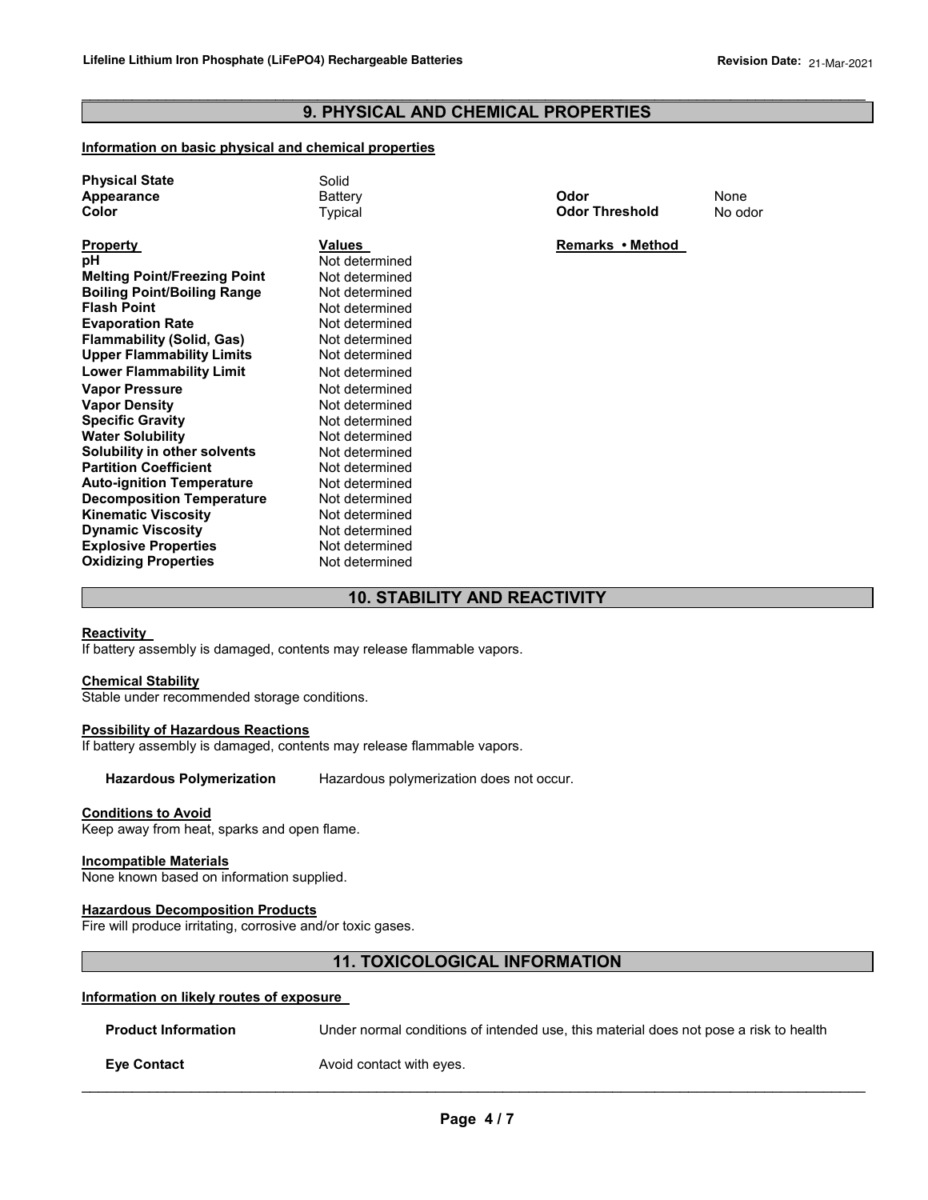## 9. PHYSICAL AND CHEMICAL PROPERTIES

**Information on basic physical and chemical properties**

| | | | |
|---|---|---|---|
| **Physical State** | Solid | | |
| **Appearance** | Battery | **Odor** | None |
| **Color** | Typical | **Odor Threshold** | No odor |

| **Property** | **Values** | **Remarks • Method** |
|---|---|---|
| **pH** | Not determined | |
| **Melting Point/Freezing Point** | Not determined | |
| **Boiling Point/Boiling Range** | Not determined | |
| **Flash Point** | Not determined | |
| **Evaporation Rate** | Not determined | |
| **Flammability (Solid, Gas)** | Not determined | |
| **Upper Flammability Limits** | Not determined | |
| **Lower Flammability Limit** | Not determined | |
| **Vapor Pressure** | Not determined | |
| **Vapor Density** | Not determined | |
| **Specific Gravity** | Not determined | |
| **Water Solubility** | Not determined | |
| **Solubility in other solvents** | Not determined | |
| **Partition Coefficient** | Not determined | |
| **Auto-ignition Temperature** | Not determined | |
| **Decomposition Temperature** | Not determined | |
| **Kinematic Viscosity** | Not determined | |
| **Dynamic Viscosity** | Not determined | |
| **Explosive Properties** | Not determined | |
| **Oxidizing Properties** | Not determined | |

## 10. STABILITY AND REACTIVITY

**Reactivity**
If battery assembly is damaged, contents may release flammable vapors.

**Chemical Stability**
Stable under recommended storage conditions.

**Possibility of Hazardous Reactions**
If battery assembly is damaged, contents may release flammable vapors.

**Hazardous Polymerization** Hazardous polymerization does not occur.

**Conditions to Avoid**
Keep away from heat, sparks and open flame.

**Incompatible Materials**
None known based on information supplied.

**Hazardous Decomposition Products**
Fire will produce irritating, corrosive and/or toxic gases.

## 11. TOXICOLOGICAL INFORMATION

**Information on likely routes of exposure**

**Product Information** Under normal conditions of intended use, this material does not pose a risk to health

**Eye Contact** Avoid contact with eyes.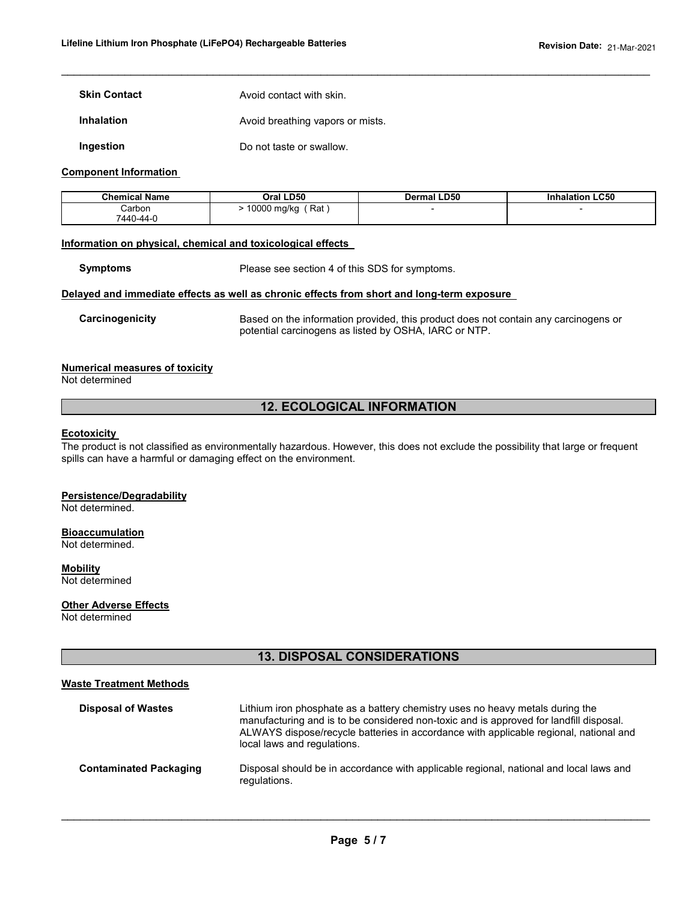**Skin Contact** Avoid contact with skin.

**Inhalation** Avoid breathing vapors or mists.

**Ingestion** Do not taste or swallow.

**Component Information**

| Chemical Name | Oral LD50 | Dermal LD50 | Inhalation LC50 |
|---|---|---|---|
| Carbon<br>7440-44-0 | > 10000 mg/kg ( Rat ) | - | - |

**Information on physical, chemical and toxicological effects**

**Symptoms** Please see section 4 of this SDS for symptoms.

**Delayed and immediate effects as well as chronic effects from short and long-term exposure**

**Carcinogenicity** Based on the information provided, this product does not contain any carcinogens or potential carcinogens as listed by OSHA, IARC or NTP.

**Numerical measures of toxicity**

Not determined

## 12. ECOLOGICAL INFORMATION

**Ecotoxicity**

The product is not classified as environmentally hazardous. However, this does not exclude the possibility that large or frequent spills can have a harmful or damaging effect on the environment.

**Persistence/Degradability**

Not determined.

**Bioaccumulation**

Not determined.

**Mobility**

Not determined

**Other Adverse Effects**

Not determined

## 13. DISPOSAL CONSIDERATIONS

**Waste Treatment Methods**

**Disposal of Wastes** Lithium iron phosphate as a battery chemistry uses no heavy metals during the manufacturing and is to be considered non-toxic and is approved for landfill disposal. ALWAYS dispose/recycle batteries in accordance with applicable regional, national and local laws and regulations.

**Contaminated Packaging** Disposal should be in accordance with applicable regional, national and local laws and regulations.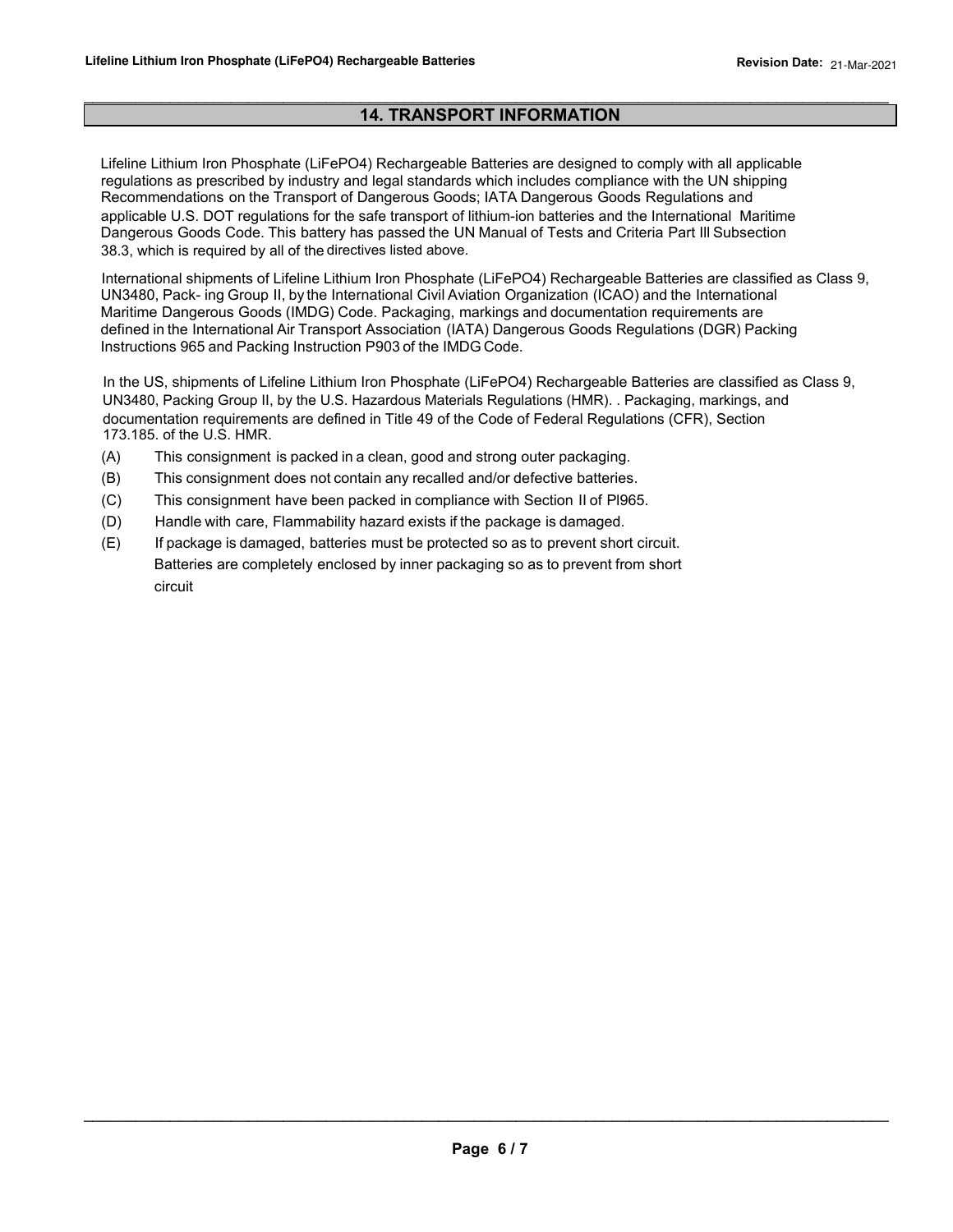## 14. TRANSPORT INFORMATION

Lifeline Lithium Iron Phosphate (LiFePO4) Rechargeable Batteries are designed to comply with all applicable regulations as prescribed by industry and legal standards which includes compliance with the UN shipping Recommendations on the Transport of Dangerous Goods; IATA Dangerous Goods Regulations and applicable U.S. DOT regulations for the safe transport of lithium-ion batteries and the International Maritime Dangerous Goods Code. This battery has passed the UN Manual of Tests and Criteria Part Ill Subsection 38.3, which is required by all of the directives listed above.

International shipments of Lifeline Lithium Iron Phosphate (LiFePO4) Rechargeable Batteries are classified as Class 9, UN3480, Pack- ing Group II, by the International Civil Aviation Organization (ICAO) and the International Maritime Dangerous Goods (IMDG) Code. Packaging, markings and documentation requirements are defined in the International Air Transport Association (IATA) Dangerous Goods Regulations (DGR) Packing Instructions 965 and Packing Instruction P903 of the IMDG Code.

In the US, shipments of Lifeline Lithium Iron Phosphate (LiFePO4) Rechargeable Batteries are classified as Class 9, UN3480, Packing Group II, by the U.S. Hazardous Materials Regulations (HMR). . Packaging, markings, and documentation requirements are defined in Title 49 of the Code of Federal Regulations (CFR), Section 173.185. of the U.S. HMR.

(A) This consignment is packed in a clean, good and strong outer packaging.

(B) This consignment does not contain any recalled and/or defective batteries.

(C) This consignment have been packed in compliance with Section II of PI965.

(D) Handle with care, Flammability hazard exists if the package is damaged.

(E) If package is damaged, batteries must be protected so as to prevent short circuit. Batteries are completely enclosed by inner packaging so as to prevent from short circuit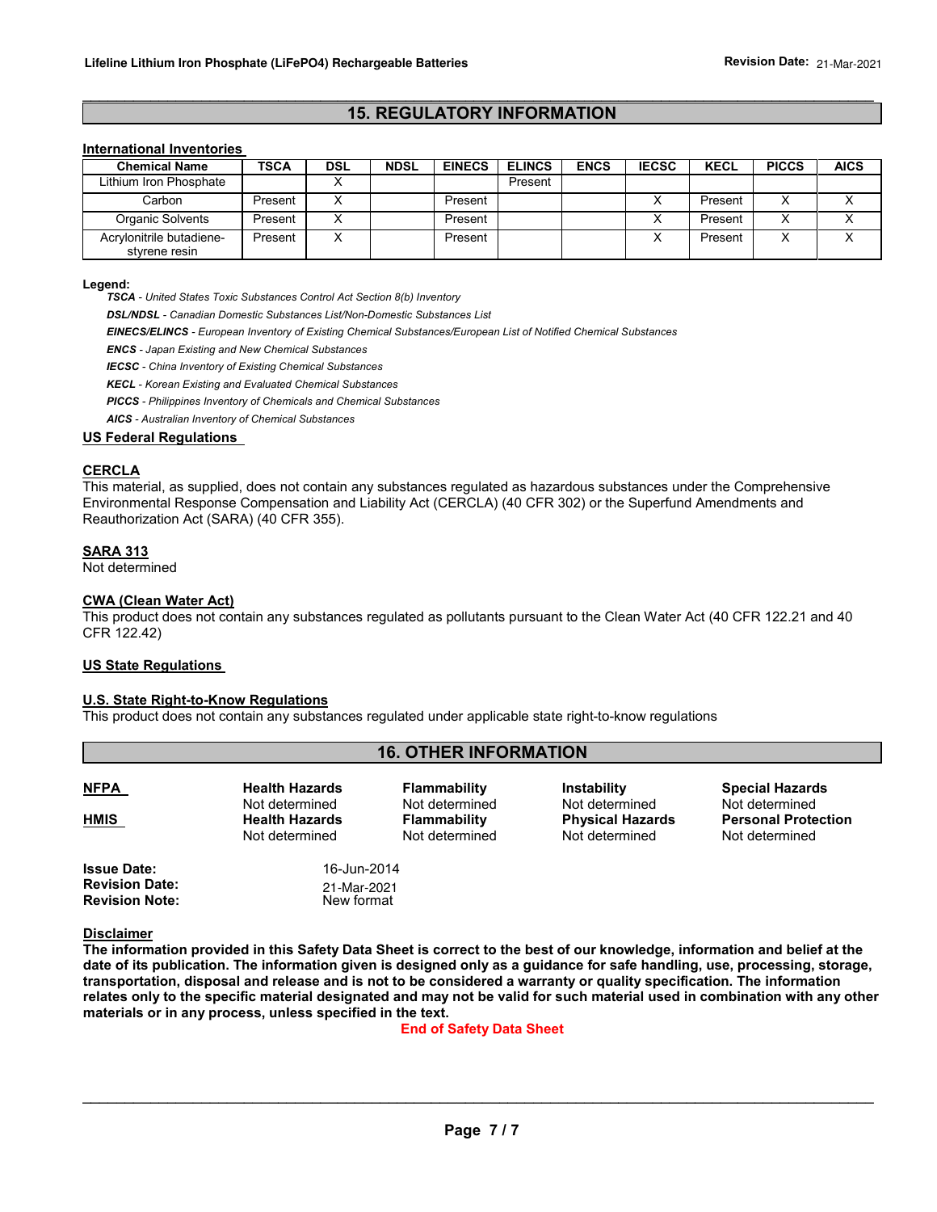## 15. REGULATORY INFORMATION

**International Inventories**

| Chemical Name | TSCA | DSL | NDSL | EINECS | ELINCS | ENCS | IECSC | KECL | PICCS | AICS |
|---|---|---|---|---|---|---|---|---|---|---|
| Lithium Iron Phosphate | | X | | | Present | | | | | |
| Carbon | Present | X | | Present | | | X | Present | X | X |
| Organic Solvents | Present | X | | Present | | | X | Present | X | X |
| Acrylonitrile butadiene-styrene resin | Present | X | | Present | | | X | Present | X | X |

**Legend:**

***TSCA*** *- United States Toxic Substances Control Act Section 8(b) Inventory*

***DSL/NDSL*** *- Canadian Domestic Substances List/Non-Domestic Substances List*

***EINECS/ELINCS*** *- European Inventory of Existing Chemical Substances/European List of Notified Chemical Substances*

***ENCS*** *- Japan Existing and New Chemical Substances*

***IECSC*** *- China Inventory of Existing Chemical Substances*

***KECL*** *- Korean Existing and Evaluated Chemical Substances*

***PICCS*** *- Philippines Inventory of Chemicals and Chemical Substances*

***AICS*** *- Australian Inventory of Chemical Substances*

**US Federal Regulations**

**CERCLA**

This material, as supplied, does not contain any substances regulated as hazardous substances under the Comprehensive Environmental Response Compensation and Liability Act (CERCLA) (40 CFR 302) or the Superfund Amendments and Reauthorization Act (SARA) (40 CFR 355).

**SARA 313**

Not determined

**CWA (Clean Water Act)**

This product does not contain any substances regulated as pollutants pursuant to the Clean Water Act (40 CFR 122.21 and 40 CFR 122.42)

**US State Regulations**

**U.S. State Right-to-Know Regulations**

This product does not contain any substances regulated under applicable state right-to-know regulations

## 16. OTHER INFORMATION

| | | | | |
|---|---|---|---|---|
| **NFPA** | **Health Hazards** Not determined | **Flammability** Not determined | **Instability** Not determined | **Special Hazards** Not determined |
| **HMIS** | **Health Hazards** Not determined | **Flammability** Not determined | **Physical Hazards** Not determined | **Personal Protection** Not determined |

**Issue Date:** 16-Jun-2014
**Revision Date:** 21-Mar-2021
**Revision Note:** New format

**Disclaimer**

**The information provided in this Safety Data Sheet is correct to the best of our knowledge, information and belief at the date of its publication. The information given is designed only as a guidance for safe handling, use, processing, storage, transportation, disposal and release and is not to be considered a warranty or quality specification. The information relates only to the specific material designated and may not be valid for such material used in combination with any other materials or in any process, unless specified in the text.**

**End of Safety Data Sheet**